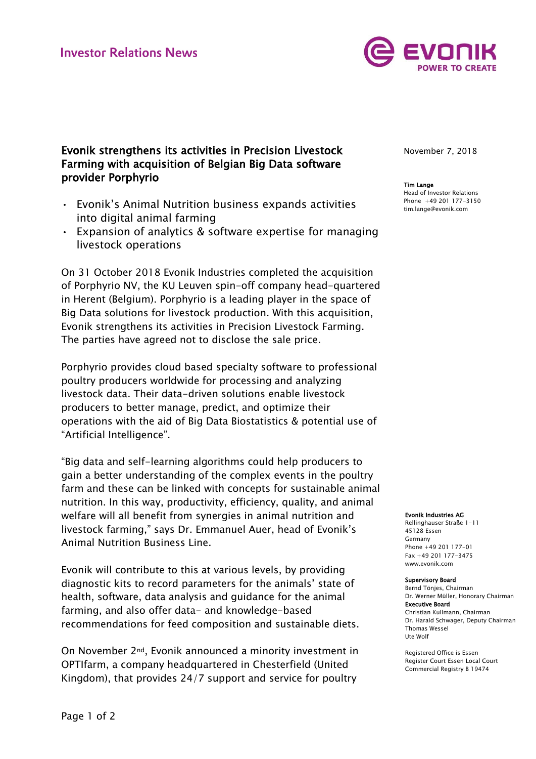Investor Relations News

# Evonik strengthens its activities in Precision Livestock Farming with acquisition of Belgian Big Data software provider Porphyrio

November 7, 2018

**Tim Lange**
Head of Investor Relations
Phone +49 201 177-3150
tim.lange@evonik.com

- Evonik's Animal Nutrition business expands activities into digital animal farming
- Expansion of analytics & software expertise for managing livestock operations

On 31 October 2018 Evonik Industries completed the acquisition of Porphyrio NV, the KU Leuven spin-off company head-quartered in Herent (Belgium). Porphyrio is a leading player in the space of Big Data solutions for livestock production. With this acquisition, Evonik strengthens its activities in Precision Livestock Farming. The parties have agreed not to disclose the sale price.

Porphyrio provides cloud based specialty software to professional poultry producers worldwide for processing and analyzing livestock data. Their data-driven solutions enable livestock producers to better manage, predict, and optimize their operations with the aid of Big Data Biostatistics & potential use of "Artificial Intelligence".

"Big data and self-learning algorithms could help producers to gain a better understanding of the complex events in the poultry farm and these can be linked with concepts for sustainable animal nutrition. In this way, productivity, efficiency, quality, and animal welfare will all benefit from synergies in animal nutrition and livestock farming," says Dr. Emmanuel Auer, head of Evonik's Animal Nutrition Business Line.

Evonik will contribute to this at various levels, by providing diagnostic kits to record parameters for the animals' state of health, software, data analysis and guidance for the animal farming, and also offer data- and knowledge-based recommendations for feed composition and sustainable diets.

On November 2nd, Evonik announced a minority investment in OPTIfarm, a company headquartered in Chesterfield (United Kingdom), that provides 24/7 support and service for poultry

**Evonik Industries AG**
Rellinghauser Straße 1-11
45128 Essen
Germany
Phone +49 201 177-01
Fax +49 201 177-3475
www.evonik.com

**Supervisory Board**
Bernd Tönjes, Chairman
Dr. Werner Müller, Honorary Chairman
**Executive Board**
Christian Kullmann, Chairman
Dr. Harald Schwager, Deputy Chairman
Thomas Wessel
Ute Wolf

Registered Office is Essen
Register Court Essen Local Court
Commercial Registry B 19474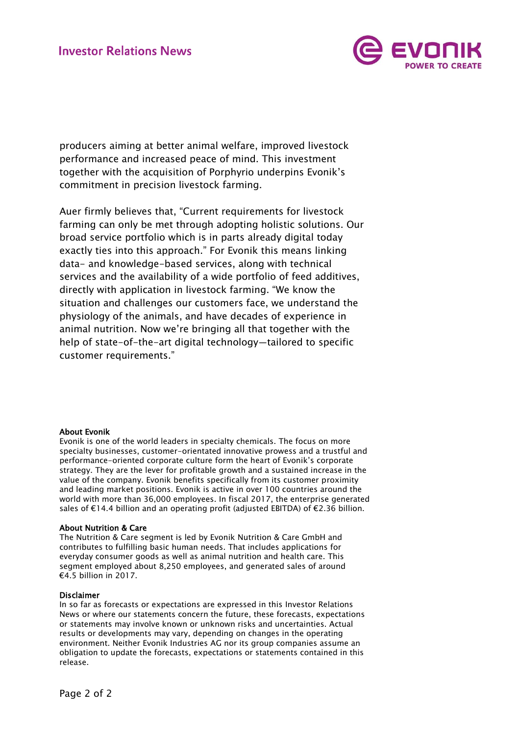producers aiming at better animal welfare, improved livestock performance and increased peace of mind. This investment together with the acquisition of Porphyrio underpins Evonik's commitment in precision livestock farming.

Auer firmly believes that, "Current requirements for livestock farming can only be met through adopting holistic solutions. Our broad service portfolio which is in parts already digital today exactly ties into this approach." For Evonik this means linking data- and knowledge-based services, along with technical services and the availability of a wide portfolio of feed additives, directly with application in livestock farming. "We know the situation and challenges our customers face, we understand the physiology of the animals, and have decades of experience in animal nutrition. Now we're bringing all that together with the help of state-of-the-art digital technology—tailored to specific customer requirements."

**About Evonik**
Evonik is one of the world leaders in specialty chemicals. The focus on more specialty businesses, customer-orientated innovative prowess and a trustful and performance-oriented corporate culture form the heart of Evonik's corporate strategy. They are the lever for profitable growth and a sustained increase in the value of the company. Evonik benefits specifically from its customer proximity and leading market positions. Evonik is active in over 100 countries around the world with more than 36,000 employees. In fiscal 2017, the enterprise generated sales of €14.4 billion and an operating profit (adjusted EBITDA) of €2.36 billion.

**About Nutrition & Care**
The Nutrition & Care segment is led by Evonik Nutrition & Care GmbH and contributes to fulfilling basic human needs. That includes applications for everyday consumer goods as well as animal nutrition and health care. This segment employed about 8,250 employees, and generated sales of around €4.5 billion in 2017.

**Disclaimer**
In so far as forecasts or expectations are expressed in this Investor Relations News or where our statements concern the future, these forecasts, expectations or statements may involve known or unknown risks and uncertainties. Actual results or developments may vary, depending on changes in the operating environment. Neither Evonik Industries AG nor its group companies assume an obligation to update the forecasts, expectations or statements contained in this release.